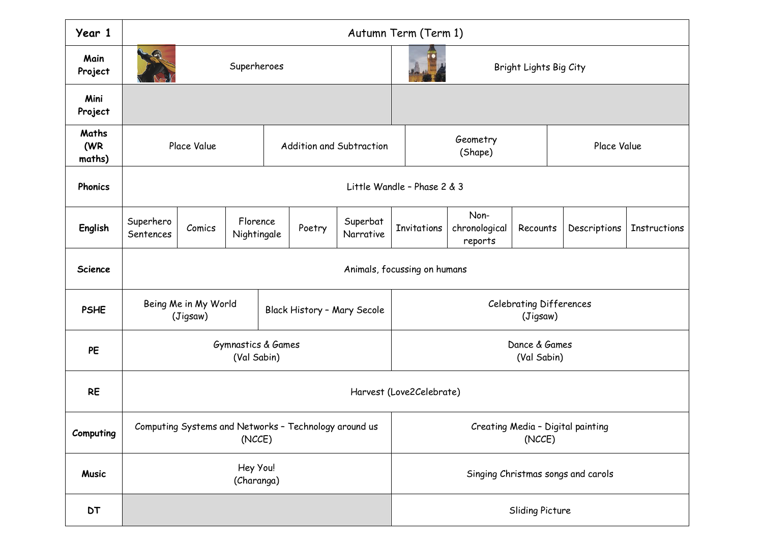| Year 1 | Autumn Term (Term 1) | | | | | | | | | |
|---|---|---|---|---|---|---|---|---|---|---|
| **Main Project** | Superheroes | | | | | Bright Lights Big City | | | | |
| **Mini Project** | | | | | | | | | | |
| **Maths (WR maths)** | Place Value | | | Addition and Subtraction | | | Geometry (Shape) | | Place Value | |
| **Phonics** | Little Wandle – Phase 2 & 3 | | | | | | | | | |
| **English** | Superhero Sentences | Comics | Florence Nightingale | Poetry | Superbat Narrative | Invitations | Non-chronological reports | Recounts | Descriptions | Instructions |
| **Science** | Animals, focussing on humans | | | | | | | | | |
| **PSHE** | Being Me in My World (Jigsaw) | | | Black History – Mary Secole | | Celebrating Differences (Jigsaw) | | | | |
| **PE** | Gymnastics & Games (Val Sabin) | | | | | Dance & Games (Val Sabin) | | | | |
| **RE** | Harvest (Love2Celebrate) | | | | | | | | | |
| **Computing** | Computing Systems and Networks – Technology around us (NCCE) | | | | | Creating Media – Digital painting (NCCE) | | | | |
| **Music** | Hey You! (Charanga) | | | | | Singing Christmas songs and carols | | | | |
| **DT** | | | | | | Sliding Picture | | | | |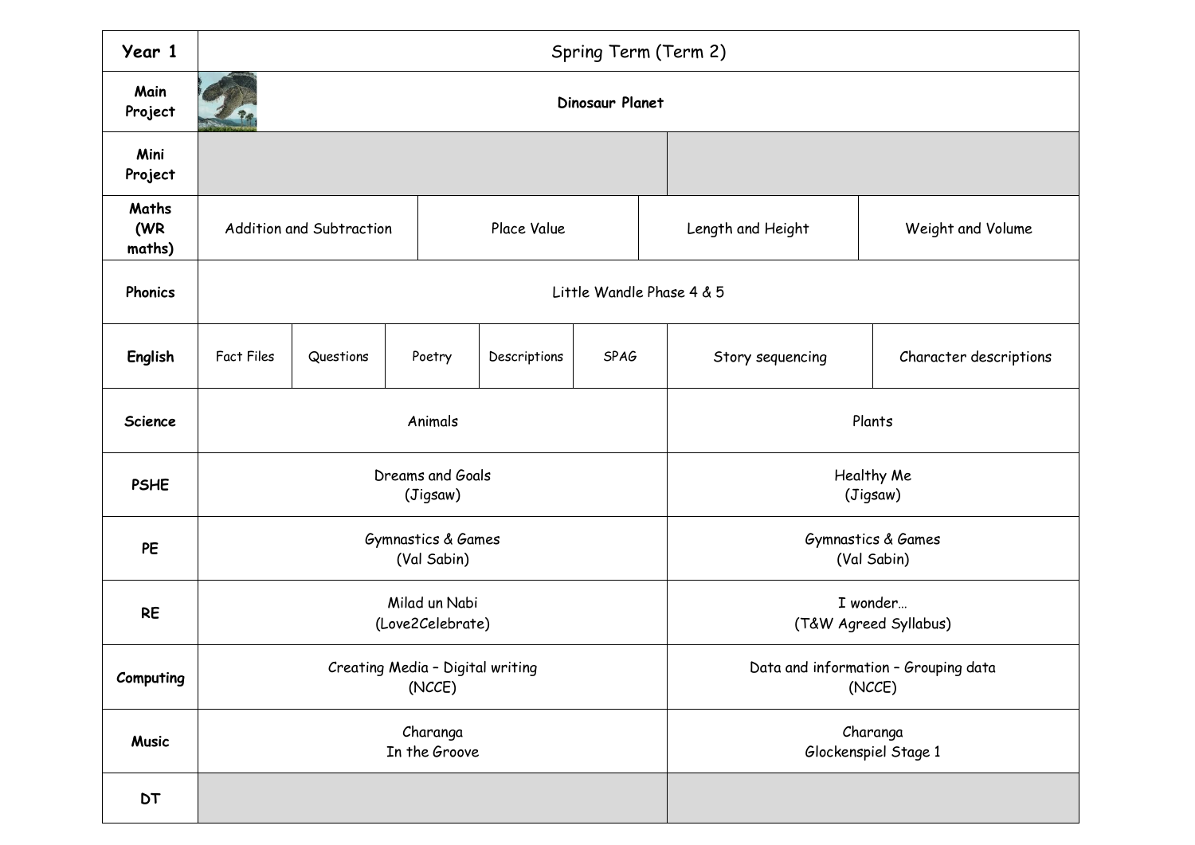| Year 1 | Spring Term (Term 2) | | | | | | | |
|---|---|---|---|---|---|---|---|---|
| Main Project | Dinosaur Planet | | | | | | | |
| Mini Project | | | | | | | | |
| Maths (WR maths) | Addition and Subtraction | | Place Value | | Length and Height | | Weight and Volume | |
| Phonics | Little Wandle Phase 4 & 5 | | | | | | | |
| English | Fact Files | Questions | Poetry | Descriptions | SPAG | Story sequencing | | Character descriptions |
| Science | Animals | | | | | Plants | | |
| PSHE | Dreams and Goals (Jigsaw) | | | | | Healthy Me (Jigsaw) | | |
| PE | Gymnastics & Games (Val Sabin) | | | | | Gymnastics & Games (Val Sabin) | | |
| RE | Milad un Nabi (Love2Celebrate) | | | | | I wonder… (T&W Agreed Syllabus) | | |
| Computing | Creating Media – Digital writing (NCCE) | | | | | Data and information – Grouping data (NCCE) | | |
| Music | Charanga In the Groove | | | | | Charanga Glockenspiel Stage 1 | | |
| DT | | | | | | | | |